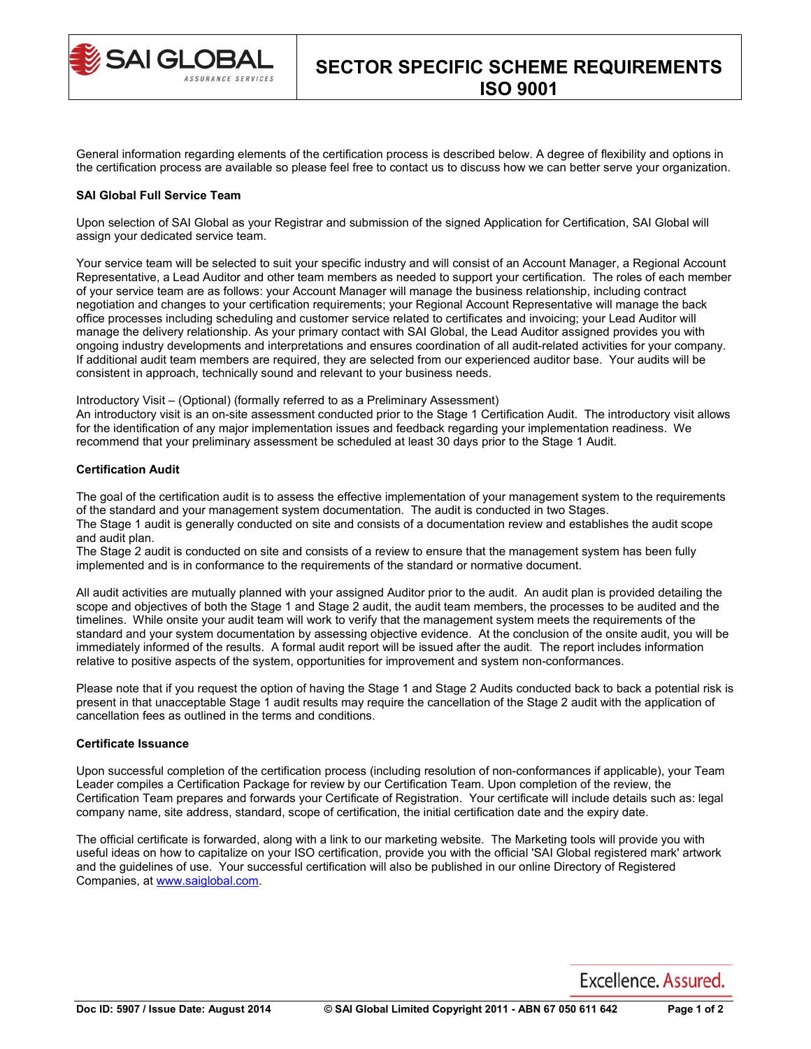# SECTOR SPECIFIC SCHEME REQUIREMENTS ISO 9001

General information regarding elements of the certification process is described below. A degree of flexibility and options in the certification process are available so please feel free to contact us to discuss how we can better serve your organization.

**SAI Global Full Service Team**

Upon selection of SAI Global as your Registrar and submission of the signed Application for Certification, SAI Global will assign your dedicated service team.

Your service team will be selected to suit your specific industry and will consist of an Account Manager, a Regional Account Representative, a Lead Auditor and other team members as needed to support your certification. The roles of each member of your service team are as follows: your Account Manager will manage the business relationship, including contract negotiation and changes to your certification requirements; your Regional Account Representative will manage the back office processes including scheduling and customer service related to certificates and invoicing; your Lead Auditor will manage the delivery relationship. As your primary contact with SAI Global, the Lead Auditor assigned provides you with ongoing industry developments and interpretations and ensures coordination of all audit-related activities for your company. If additional audit team members are required, they are selected from our experienced auditor base. Your audits will be consistent in approach, technically sound and relevant to your business needs.

Introductory Visit – (Optional) (formally referred to as a Preliminary Assessment)
An introductory visit is an on-site assessment conducted prior to the Stage 1 Certification Audit. The introductory visit allows for the identification of any major implementation issues and feedback regarding your implementation readiness. We recommend that your preliminary assessment be scheduled at least 30 days prior to the Stage 1 Audit.

**Certification Audit**

The goal of the certification audit is to assess the effective implementation of your management system to the requirements of the standard and your management system documentation. The audit is conducted in two Stages.
The Stage 1 audit is generally conducted on site and consists of a documentation review and establishes the audit scope and audit plan.
The Stage 2 audit is conducted on site and consists of a review to ensure that the management system has been fully implemented and is in conformance to the requirements of the standard or normative document.

All audit activities are mutually planned with your assigned Auditor prior to the audit. An audit plan is provided detailing the scope and objectives of both the Stage 1 and Stage 2 audit, the audit team members, the processes to be audited and the timelines. While onsite your audit team will work to verify that the management system meets the requirements of the standard and your system documentation by assessing objective evidence. At the conclusion of the onsite audit, you will be immediately informed of the results. A formal audit report will be issued after the audit. The report includes information relative to positive aspects of the system, opportunities for improvement and system non-conformances.

Please note that if you request the option of having the Stage 1 and Stage 2 Audits conducted back to back a potential risk is present in that unacceptable Stage 1 audit results may require the cancellation of the Stage 2 audit with the application of cancellation fees as outlined in the terms and conditions.

**Certificate Issuance**

Upon successful completion of the certification process (including resolution of non-conformances if applicable), your Team Leader compiles a Certification Package for review by our Certification Team. Upon completion of the review, the Certification Team prepares and forwards your Certificate of Registration. Your certificate will include details such as: legal company name, site address, standard, scope of certification, the initial certification date and the expiry date.

The official certificate is forwarded, along with a link to our marketing website. The Marketing tools will provide you with useful ideas on how to capitalize on your ISO certification, provide you with the official 'SAI Global registered mark' artwork and the guidelines of use. Your successful certification will also be published in our online Directory of Registered Companies, at www.saiglobal.com.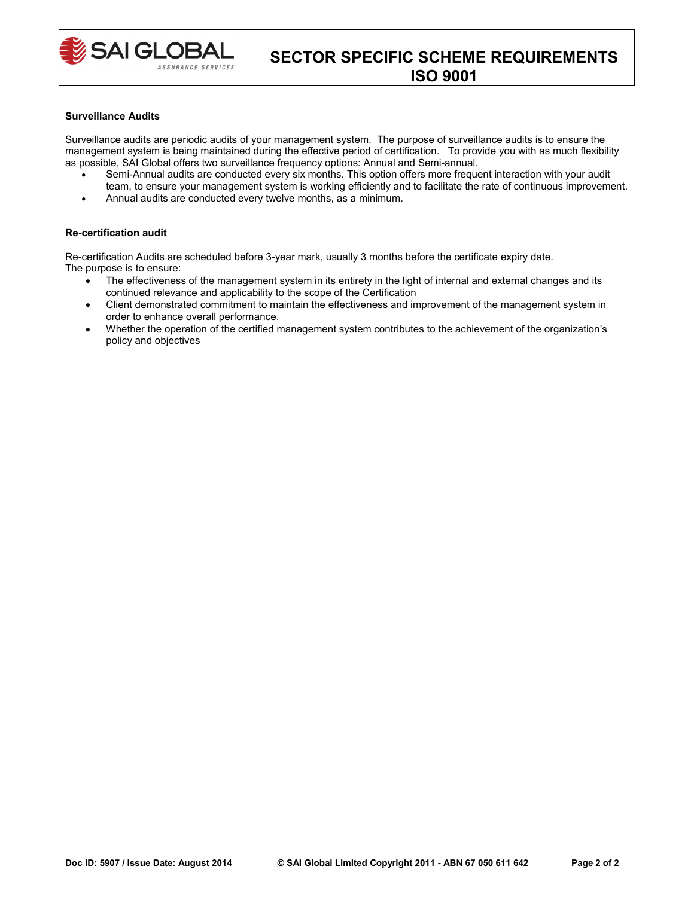### Surveillance Audits

Surveillance audits are periodic audits of your management system. The purpose of surveillance audits is to ensure the management system is being maintained during the effective period of certification. To provide you with as much flexibility as possible, SAI Global offers two surveillance frequency options: Annual and Semi-annual.

- Semi-Annual audits are conducted every six months. This option offers more frequent interaction with your audit team, to ensure your management system is working efficiently and to facilitate the rate of continuous improvement.
- Annual audits are conducted every twelve months, as a minimum.

### Re-certification audit

Re-certification Audits are scheduled before 3-year mark, usually 3 months before the certificate expiry date.
The purpose is to ensure:

- The effectiveness of the management system in its entirety in the light of internal and external changes and its continued relevance and applicability to the scope of the Certification
- Client demonstrated commitment to maintain the effectiveness and improvement of the management system in order to enhance overall performance.
- Whether the operation of the certified management system contributes to the achievement of the organization's policy and objectives